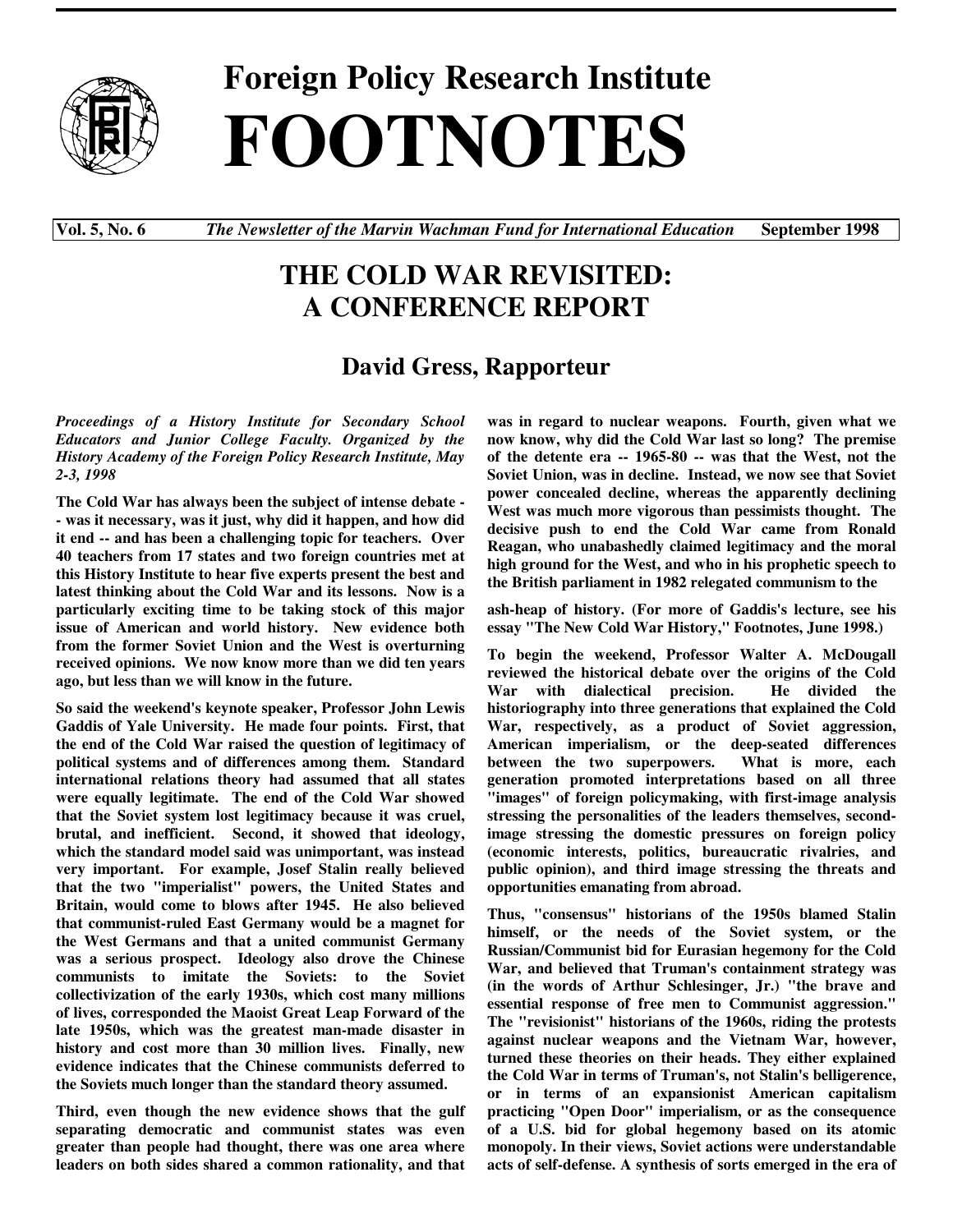# Foreign Policy Research Institute

# FOOTNOTES

**Vol. 5, No. 6** *The Newsletter of the Marvin Wachman Fund for International Education* **September 1998**

## THE COLD WAR REVISITED: A CONFERENCE REPORT

### David Gress, Rapporteur

***Proceedings of a History Institute for Secondary School Educators and Junior College Faculty. Organized by the History Academy of the Foreign Policy Research Institute, May 2-3, 1998***

**The Cold War has always been the subject of intense debate -- was it necessary, was it just, why did it happen, and how did it end -- and has been a challenging topic for teachers. Over 40 teachers from 17 states and two foreign countries met at this History Institute to hear five experts present the best and latest thinking about the Cold War and its lessons. Now is a particularly exciting time to be taking stock of this major issue of American and world history. New evidence both from the former Soviet Union and the West is overturning received opinions. We now know more than we did ten years ago, but less than we will know in the future.**

**So said the weekend's keynote speaker, Professor John Lewis Gaddis of Yale University. He made four points. First, that the end of the Cold War raised the question of legitimacy of political systems and of differences among them. Standard international relations theory had assumed that all states were equally legitimate. The end of the Cold War showed that the Soviet system lost legitimacy because it was cruel, brutal, and inefficient. Second, it showed that ideology, which the standard model said was unimportant, was instead very important. For example, Josef Stalin really believed that the two "imperialist" powers, the United States and Britain, would come to blows after 1945. He also believed that communist-ruled East Germany would be a magnet for the West Germans and that a united communist Germany was a serious prospect. Ideology also drove the Chinese communists to imitate the Soviets: to the Soviet collectivization of the early 1930s, which cost many millions of lives, corresponded the Maoist Great Leap Forward of the late 1950s, which was the greatest man-made disaster in history and cost more than 30 million lives. Finally, new evidence indicates that the Chinese communists deferred to the Soviets much longer than the standard theory assumed.**

**Third, even though the new evidence shows that the gulf separating democratic and communist states was even greater than people had thought, there was one area where leaders on both sides shared a common rationality, and that was in regard to nuclear weapons. Fourth, given what we now know, why did the Cold War last so long? The premise of the detente era -- 1965-80 -- was that the West, not the Soviet Union, was in decline. Instead, we now see that Soviet power concealed decline, whereas the apparently declining West was much more vigorous than pessimists thought. The decisive push to end the Cold War came from Ronald Reagan, who unabashedly claimed legitimacy and the moral high ground for the West, and who in his prophetic speech to the British parliament in 1982 relegated communism to the ash-heap of history. (For more of Gaddis's lecture, see his essay "The New Cold War History," Footnotes, June 1998.)**

**To begin the weekend, Professor Walter A. McDougall reviewed the historical debate over the origins of the Cold War with dialectical precision. He divided the historiography into three generations that explained the Cold War, respectively, as a product of Soviet aggression, American imperialism, or the deep-seated differences between the two superpowers. What is more, each generation promoted interpretations based on all three "images" of foreign policymaking, with first-image analysis stressing the personalities of the leaders themselves, second-image stressing the domestic pressures on foreign policy (economic interests, politics, bureaucratic rivalries, and public opinion), and third image stressing the threats and opportunities emanating from abroad.**

**Thus, "consensus" historians of the 1950s blamed Stalin himself, or the needs of the Soviet system, or the Russian/Communist bid for Eurasian hegemony for the Cold War, and believed that Truman's containment strategy was (in the words of Arthur Schlesinger, Jr.) "the brave and essential response of free men to Communist aggression." The "revisionist" historians of the 1960s, riding the protests against nuclear weapons and the Vietnam War, however, turned these theories on their heads. They either explained the Cold War in terms of Truman's, not Stalin's belligerence, or in terms of an expansionist American capitalism practicing "Open Door" imperialism, or as the consequence of a U.S. bid for global hegemony based on its atomic monopoly. In their views, Soviet actions were understandable acts of self-defense. A synthesis of sorts emerged in the era of**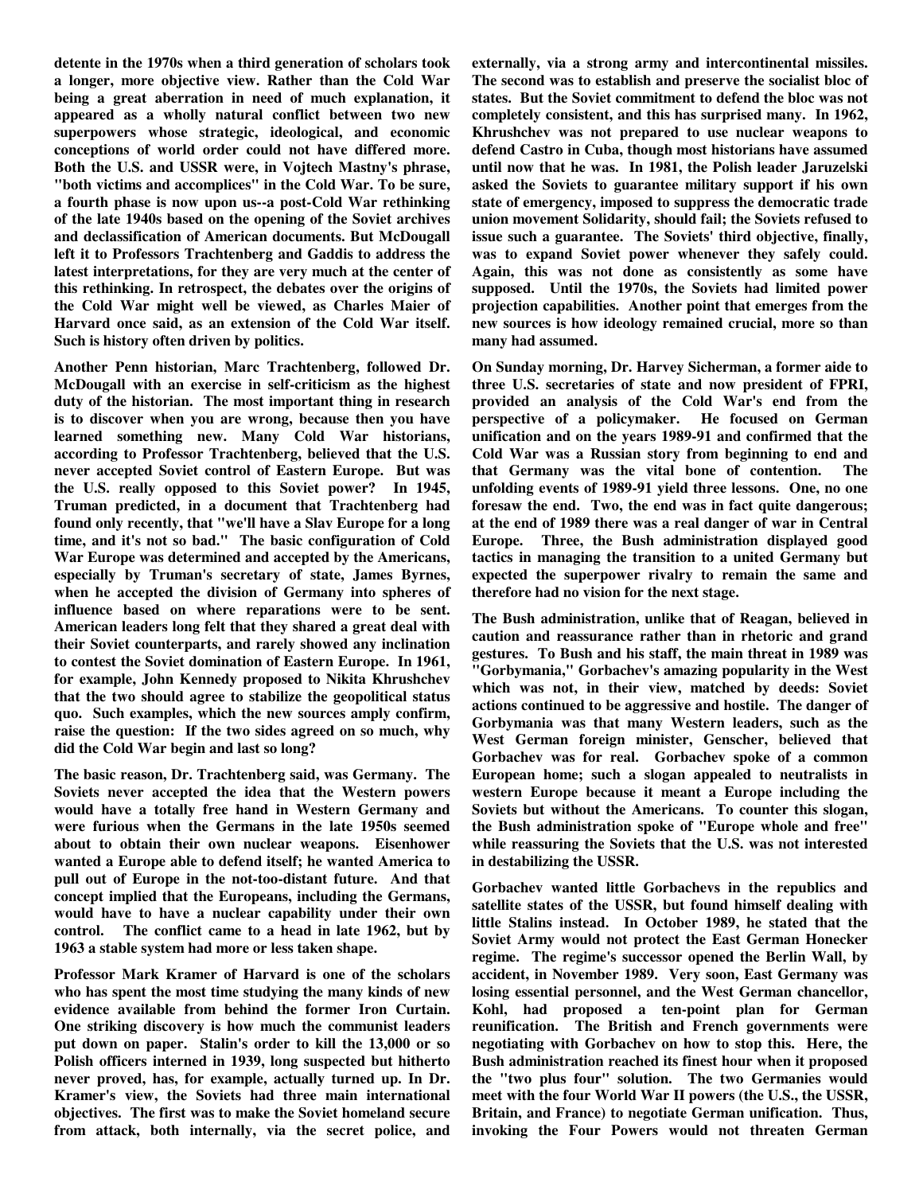**detente in the 1970s when a third generation of scholars took a longer, more objective view. Rather than the Cold War being a great aberration in need of much explanation, it appeared as a wholly natural conflict between two new superpowers whose strategic, ideological, and economic conceptions of world order could not have differed more. Both the U.S. and USSR were, in Vojtech Mastny's phrase, "both victims and accomplices" in the Cold War. To be sure, a fourth phase is now upon us--a post-Cold War rethinking of the late 1940s based on the opening of the Soviet archives and declassification of American documents. But McDougall left it to Professors Trachtenberg and Gaddis to address the latest interpretations, for they are very much at the center of this rethinking. In retrospect, the debates over the origins of the Cold War might well be viewed, as Charles Maier of Harvard once said, as an extension of the Cold War itself. Such is history often driven by politics.**

**Another Penn historian, Marc Trachtenberg, followed Dr. McDougall with an exercise in self-criticism as the highest duty of the historian. The most important thing in research is to discover when you are wrong, because then you have learned something new. Many Cold War historians, according to Professor Trachtenberg, believed that the U.S. never accepted Soviet control of Eastern Europe. But was the U.S. really opposed to this Soviet power? In 1945, Truman predicted, in a document that Trachtenberg had found only recently, that "we'll have a Slav Europe for a long time, and it's not so bad." The basic configuration of Cold War Europe was determined and accepted by the Americans, especially by Truman's secretary of state, James Byrnes, when he accepted the division of Germany into spheres of influence based on where reparations were to be sent. American leaders long felt that they shared a great deal with their Soviet counterparts, and rarely showed any inclination to contest the Soviet domination of Eastern Europe. In 1961, for example, John Kennedy proposed to Nikita Khrushchev that the two should agree to stabilize the geopolitical status quo. Such examples, which the new sources amply confirm, raise the question: If the two sides agreed on so much, why did the Cold War begin and last so long?**

**The basic reason, Dr. Trachtenberg said, was Germany. The Soviets never accepted the idea that the Western powers would have a totally free hand in Western Germany and were furious when the Germans in the late 1950s seemed about to obtain their own nuclear weapons. Eisenhower wanted a Europe able to defend itself; he wanted America to pull out of Europe in the not-too-distant future. And that concept implied that the Europeans, including the Germans, would have to have a nuclear capability under their own control. The conflict came to a head in late 1962, but by 1963 a stable system had more or less taken shape.**

**Professor Mark Kramer of Harvard is one of the scholars who has spent the most time studying the many kinds of new evidence available from behind the former Iron Curtain. One striking discovery is how much the communist leaders put down on paper. Stalin's order to kill the 13,000 or so Polish officers interned in 1939, long suspected but hitherto never proved, has, for example, actually turned up. In Dr. Kramer's view, the Soviets had three main international objectives. The first was to make the Soviet homeland secure from attack, both internally, via the secret police, and externally, via a strong army and intercontinental missiles. The second was to establish and preserve the socialist bloc of states. But the Soviet commitment to defend the bloc was not completely consistent, and this has surprised many. In 1962, Khrushchev was not prepared to use nuclear weapons to defend Castro in Cuba, though most historians have assumed until now that he was. In 1981, the Polish leader Jaruzelski asked the Soviets to guarantee military support if his own state of emergency, imposed to suppress the democratic trade union movement Solidarity, should fail; the Soviets refused to issue such a guarantee. The Soviets' third objective, finally, was to expand Soviet power whenever they safely could. Again, this was not done as consistently as some have supposed. Until the 1970s, the Soviets had limited power projection capabilities. Another point that emerges from the new sources is how ideology remained crucial, more so than many had assumed.**

**On Sunday morning, Dr. Harvey Sicherman, a former aide to three U.S. secretaries of state and now president of FPRI, provided an analysis of the Cold War's end from the perspective of a policymaker. He focused on German unification and on the years 1989-91 and confirmed that the Cold War was a Russian story from beginning to end and that Germany was the vital bone of contention. The unfolding events of 1989-91 yield three lessons. One, no one foresaw the end. Two, the end was in fact quite dangerous; at the end of 1989 there was a real danger of war in Central Europe. Three, the Bush administration displayed good tactics in managing the transition to a united Germany but expected the superpower rivalry to remain the same and therefore had no vision for the next stage.**

**The Bush administration, unlike that of Reagan, believed in caution and reassurance rather than in rhetoric and grand gestures. To Bush and his staff, the main threat in 1989 was "Gorbymania," Gorbachev's amazing popularity in the West which was not, in their view, matched by deeds: Soviet actions continued to be aggressive and hostile. The danger of Gorbymania was that many Western leaders, such as the West German foreign minister, Genscher, believed that Gorbachev was for real. Gorbachev spoke of a common European home; such a slogan appealed to neutralists in western Europe because it meant a Europe including the Soviets but without the Americans. To counter this slogan, the Bush administration spoke of "Europe whole and free" while reassuring the Soviets that the U.S. was not interested in destabilizing the USSR.**

**Gorbachev wanted little Gorbachevs in the republics and satellite states of the USSR, but found himself dealing with little Stalins instead. In October 1989, he stated that the Soviet Army would not protect the East German Honecker regime. The regime's successor opened the Berlin Wall, by accident, in November 1989. Very soon, East Germany was losing essential personnel, and the West German chancellor, Kohl, had proposed a ten-point plan for German reunification. The British and French governments were negotiating with Gorbachev on how to stop this. Here, the Bush administration reached its finest hour when it proposed the "two plus four" solution. The two Germanies would meet with the four World War II powers (the U.S., the USSR, Britain, and France) to negotiate German unification. Thus, invoking the Four Powers would not threaten German**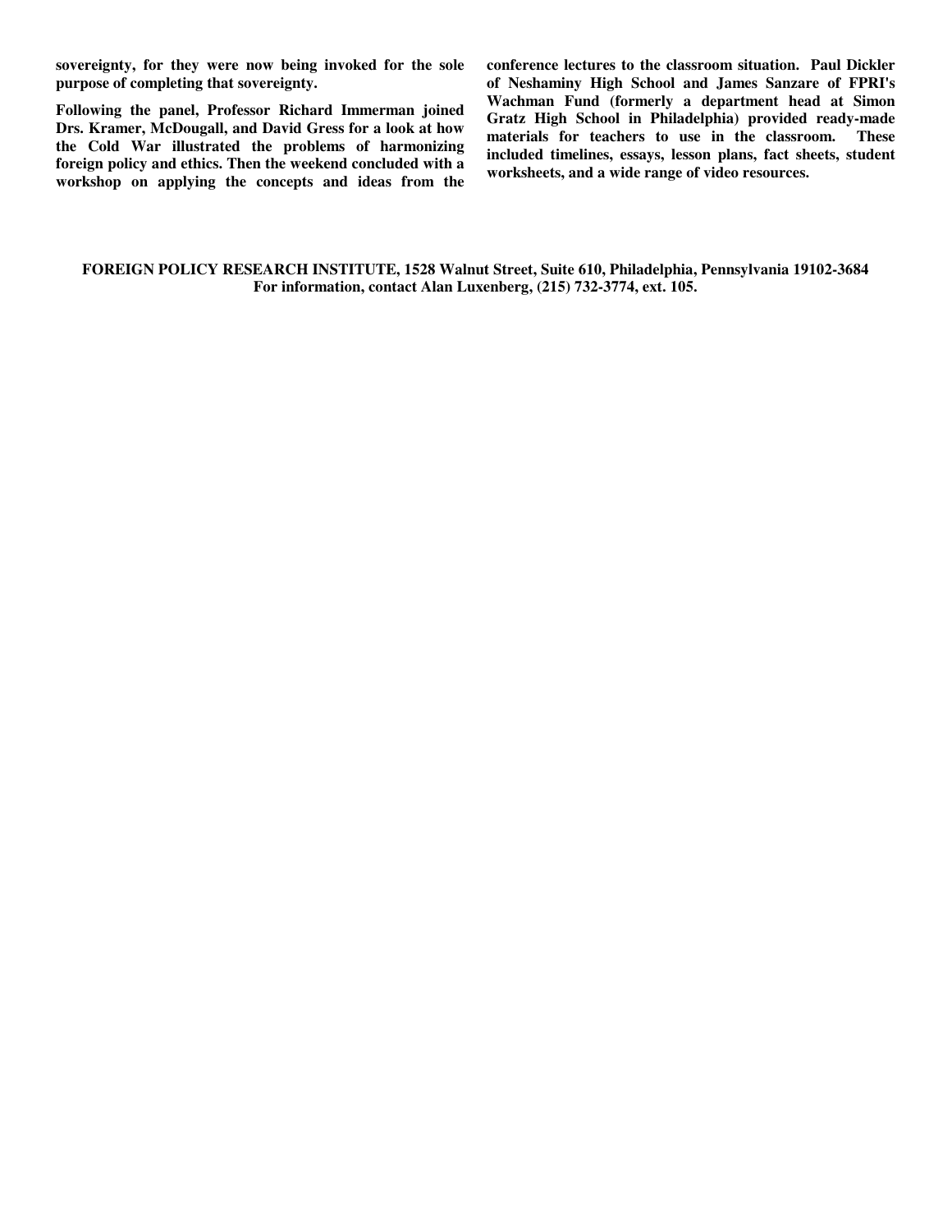**sovereignty, for they were now being invoked for the sole purpose of completing that sovereignty.**

**Following the panel, Professor Richard Immerman joined Drs. Kramer, McDougall, and David Gress for a look at how the Cold War illustrated the problems of harmonizing foreign policy and ethics. Then the weekend concluded with a workshop on applying the concepts and ideas from the conference lectures to the classroom situation. Paul Dickler of Neshaminy High School and James Sanzare of FPRI's Wachman Fund (formerly a department head at Simon Gratz High School in Philadelphia) provided ready-made materials for teachers to use in the classroom. These included timelines, essays, lesson plans, fact sheets, student worksheets, and a wide range of video resources.**

**FOREIGN POLICY RESEARCH INSTITUTE, 1528 Walnut Street, Suite 610, Philadelphia, Pennsylvania 19102-3684**
**For information, contact Alan Luxenberg, (215) 732-3774, ext. 105.**